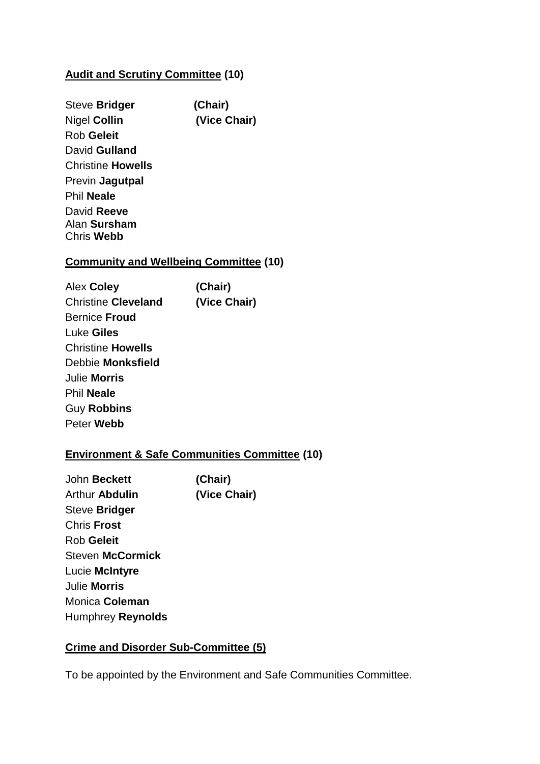**<u>Audit and Scrutiny Committee</u> (10)**

Steve **Bridger** **(Chair)**
Nigel **Collin** **(Vice Chair)**
Rob **Geleit**
David **Gulland**
Christine **Howells**
Previn **Jagutpal**
Phil **Neale**
David **Reeve**
Alan **Sursham**
Chris **Webb**

**<u>Community and Wellbeing Committee</u> (10)**

Alex **Coley** **(Chair)**
Christine **Cleveland** **(Vice Chair)**
Bernice **Froud**
Luke **Giles**
Christine **Howells**
Debbie **Monksfield**
Julie **Morris**
Phil **Neale**
Guy **Robbins**
Peter **Webb**

**<u>Environment & Safe Communities Committee</u> (10)**

John **Beckett** **(Chair)**
Arthur **Abdulin** **(Vice Chair)**
Steve **Bridger**
Chris **Frost**
Rob **Geleit**
Steven **McCormick**
Lucie **McIntyre**
Julie **Morris**
Monica **Coleman**
Humphrey **Reynolds**

**<u>Crime and Disorder Sub-Committee (5)</u>**

To be appointed by the Environment and Safe Communities Committee.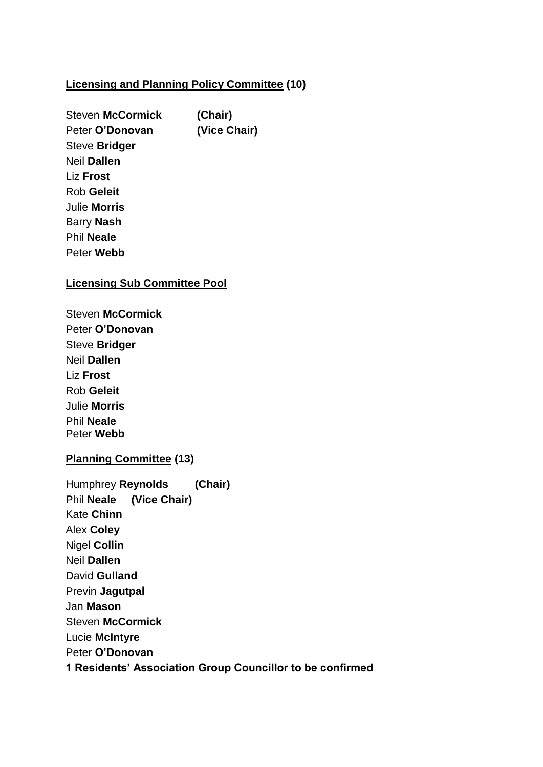**<u>Licensing and Planning Policy Committee</u> (10)**

Steven **McCormick** **(Chair)**
Peter **O'Donovan** **(Vice Chair)**
Steve **Bridger**
Neil **Dallen**
Liz **Frost**
Rob **Geleit**
Julie **Morris**
Barry **Nash**
Phil **Neale**
Peter **Webb**

**<u>Licensing Sub Committee Pool</u>**

Steven **McCormick**
Peter **O'Donovan**
Steve **Bridger**
Neil **Dallen**
Liz **Frost**
Rob **Geleit**
Julie **Morris**
Phil **Neale**
Peter **Webb**

**<u>Planning Committee</u> (13)**

Humphrey **Reynolds** **(Chair)**
Phil **Neale** **(Vice Chair)**
Kate **Chinn**
Alex **Coley**
Nigel **Collin**
Neil **Dallen**
David **Gulland**
Previn **Jagutpal**
Jan **Mason**
Steven **McCormick**
Lucie **McIntyre**
Peter **O'Donovan**
**1 Residents' Association Group Councillor to be confirmed**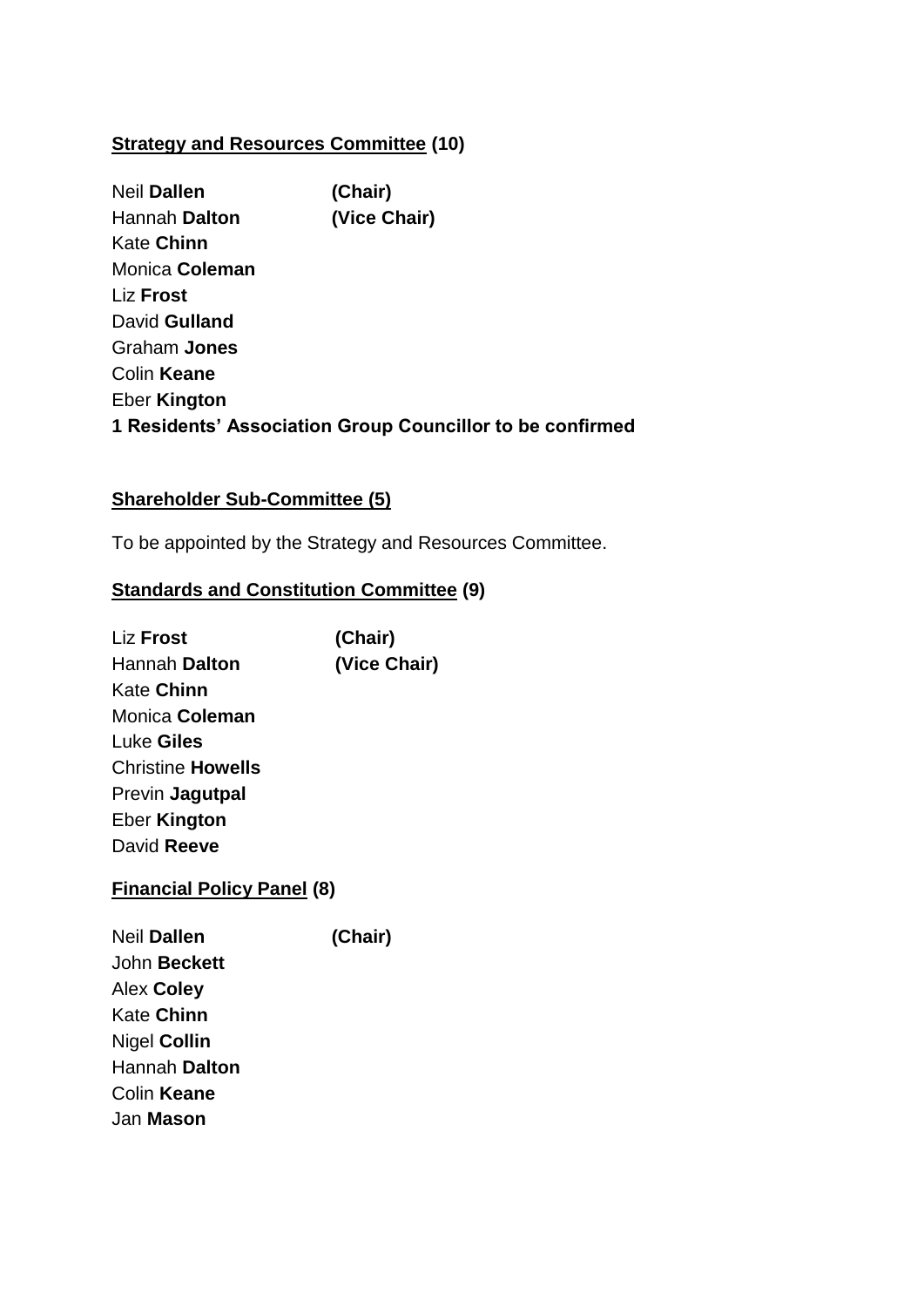**<u>Strategy and Resources Committee</u> (10)**

Neil **Dallen** **(Chair)**
Hannah **Dalton** **(Vice Chair)**
Kate **Chinn**
Monica **Coleman**
Liz **Frost**
David **Gulland**
Graham **Jones**
Colin **Keane**
Eber **Kington**
**1 Residents' Association Group Councillor to be confirmed**

**<u>Shareholder Sub-Committee (5)</u>**

To be appointed by the Strategy and Resources Committee.

**<u>Standards and Constitution Committee</u> (9)**

Liz **Frost** **(Chair)**
Hannah **Dalton** **(Vice Chair)**
Kate **Chinn**
Monica **Coleman**
Luke **Giles**
Christine **Howells**
Previn **Jagutpal**
Eber **Kington**
David **Reeve**

**<u>Financial Policy Panel</u> (8)**

Neil **Dallen** **(Chair)**
John **Beckett**
Alex **Coley**
Kate **Chinn**
Nigel **Collin**
Hannah **Dalton**
Colin **Keane**
Jan **Mason**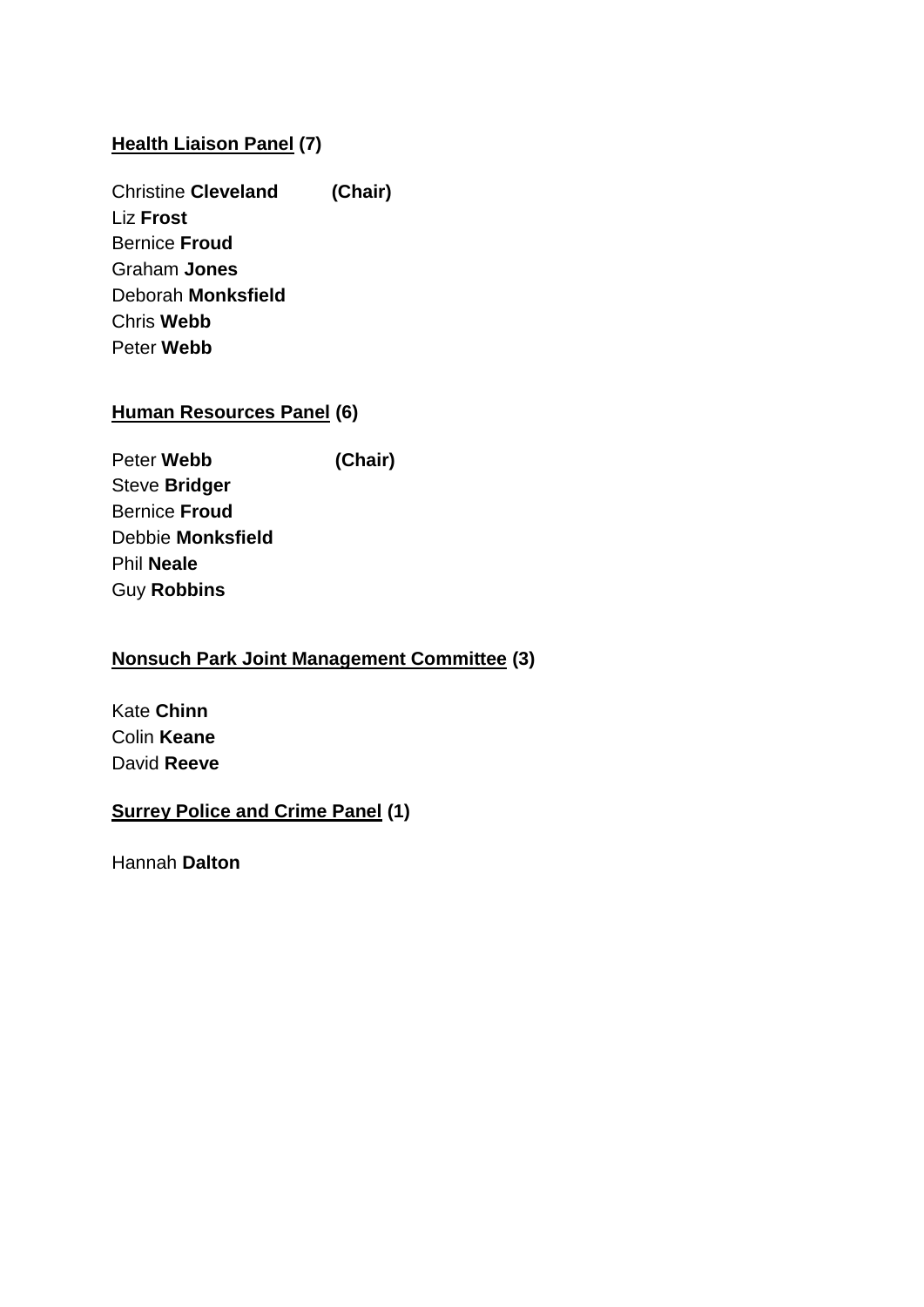**Health Liaison Panel (7)**

Christine **Cleveland** **(Chair)**
Liz **Frost**
Bernice **Froud**
Graham **Jones**
Deborah **Monksfield**
Chris **Webb**
Peter **Webb**

**Human Resources Panel (6)**

Peter **Webb** **(Chair)**
Steve **Bridger**
Bernice **Froud**
Debbie **Monksfield**
Phil **Neale**
Guy **Robbins**

**Nonsuch Park Joint Management Committee (3)**

Kate **Chinn**
Colin **Keane**
David **Reeve**

**Surrey Police and Crime Panel (1)**

Hannah **Dalton**